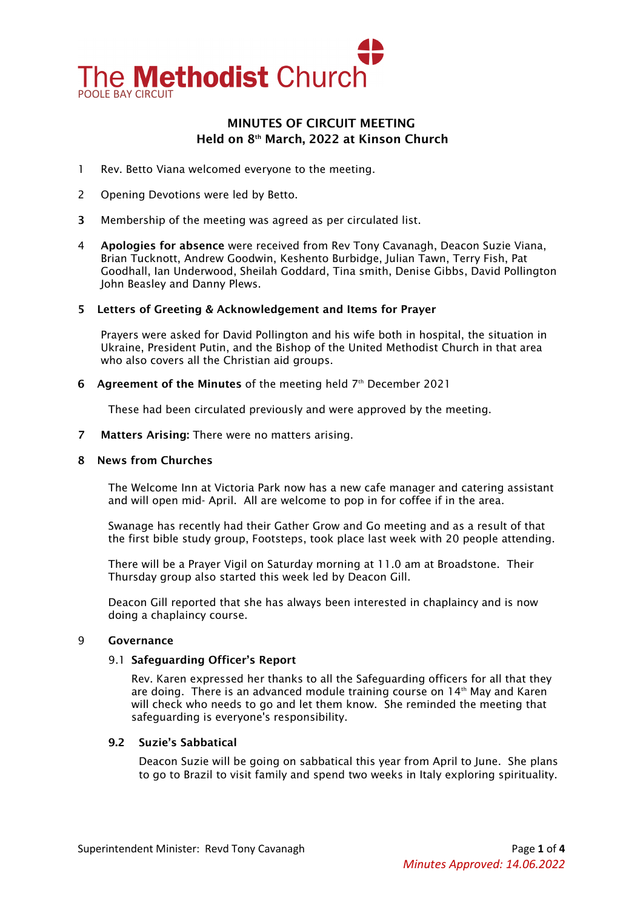The Methodist Church
POOLE BAY CIRCUIT

# MINUTES OF CIRCUIT MEETING
## Held on 8th March, 2022 at Kinson Church

1 Rev. Betto Viana welcomed everyone to the meeting.

2 Opening Devotions were led by Betto.

3 Membership of the meeting was agreed as per circulated list.

4 **Apologies for absence** were received from Rev Tony Cavanagh, Deacon Suzie Viana, Brian Tucknott, Andrew Goodwin, Keshento Burbidge, Julian Tawn, Terry Fish, Pat Goodhall, Ian Underwood, Sheilah Goddard, Tina smith, Denise Gibbs, David Pollington John Beasley and Danny Plews.

5 **Letters of Greeting & Acknowledgement and Items for Prayer**

Prayers were asked for David Pollington and his wife both in hospital, the situation in Ukraine, President Putin, and the Bishop of the United Methodist Church in that area who also covers all the Christian aid groups.

6 **Agreement of the Minutes** of the meeting held 7th December 2021

These had been circulated previously and were approved by the meeting.

7 **Matters Arising:** There were no matters arising.

8 **News from Churches**

The Welcome Inn at Victoria Park now has a new cafe manager and catering assistant and will open mid- April. All are welcome to pop in for coffee if in the area.

Swanage has recently had their Gather Grow and Go meeting and as a result of that the first bible study group, Footsteps, took place last week with 20 people attending.

There will be a Prayer Vigil on Saturday morning at 11.0 am at Broadstone. Their Thursday group also started this week led by Deacon Gill.

Deacon Gill reported that she has always been interested in chaplaincy and is now doing a chaplaincy course.

9 **Governance**

9.1 **Safeguarding Officer's Report**

Rev. Karen expressed her thanks to all the Safeguarding officers for all that they are doing. There is an advanced module training course on 14th May and Karen will check who needs to go and let them know. She reminded the meeting that safeguarding is everyone's responsibility.

**9.2 Suzie's Sabbatical**

Deacon Suzie will be going on sabbatical this year from April to June. She plans to go to Brazil to visit family and spend two weeks in Italy exploring spirituality.

Superintendent Minister: Revd Tony Cavanagh

*Minutes Approved: 14.06.2022*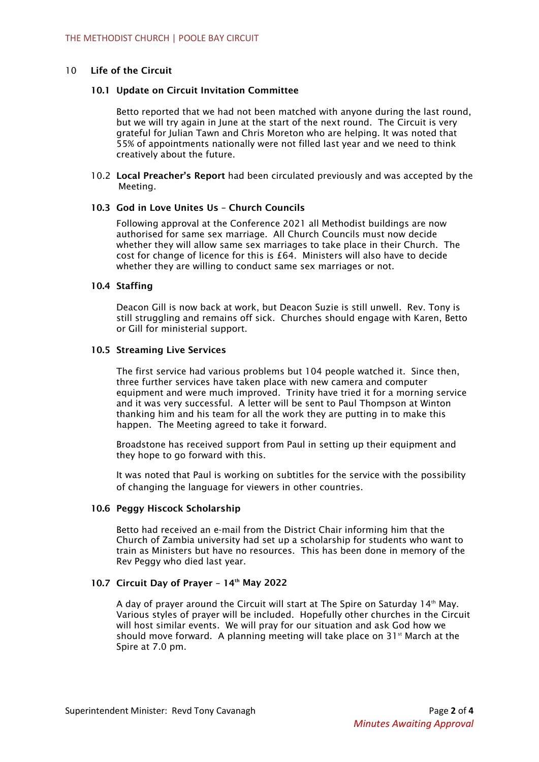## 10 Life of the Circuit

### 10.1 Update on Circuit Invitation Committee

Betto reported that we had not been matched with anyone during the last round, but we will try again in June at the start of the next round. The Circuit is very grateful for Julian Tawn and Chris Moreton who are helping. It was noted that 55% of appointments nationally were not filled last year and we need to think creatively about the future.

10.2 **Local Preacher's Report** had been circulated previously and was accepted by the Meeting.

### 10.3 God in Love Unites Us – Church Councils

Following approval at the Conference 2021 all Methodist buildings are now authorised for same sex marriage. All Church Councils must now decide whether they will allow same sex marriages to take place in their Church. The cost for change of licence for this is £64. Ministers will also have to decide whether they are willing to conduct same sex marriages or not.

### 10.4 Staffing

Deacon Gill is now back at work, but Deacon Suzie is still unwell. Rev. Tony is still struggling and remains off sick. Churches should engage with Karen, Betto or Gill for ministerial support.

### 10.5 Streaming Live Services

The first service had various problems but 104 people watched it. Since then, three further services have taken place with new camera and computer equipment and were much improved. Trinity have tried it for a morning service and it was very successful. A letter will be sent to Paul Thompson at Winton thanking him and his team for all the work they are putting in to make this happen. The Meeting agreed to take it forward.

Broadstone has received support from Paul in setting up their equipment and they hope to go forward with this.

It was noted that Paul is working on subtitles for the service with the possibility of changing the language for viewers in other countries.

### 10.6 Peggy Hiscock Scholarship

Betto had received an e-mail from the District Chair informing him that the Church of Zambia university had set up a scholarship for students who want to train as Ministers but have no resources. This has been done in memory of the Rev Peggy who died last year.

### 10.7 Circuit Day of Prayer – 14th May 2022

A day of prayer around the Circuit will start at The Spire on Saturday 14th May. Various styles of prayer will be included. Hopefully other churches in the Circuit will host similar events. We will pray for our situation and ask God how we should move forward. A planning meeting will take place on 31st March at the Spire at 7.0 pm.

*Minutes Awaiting Approval*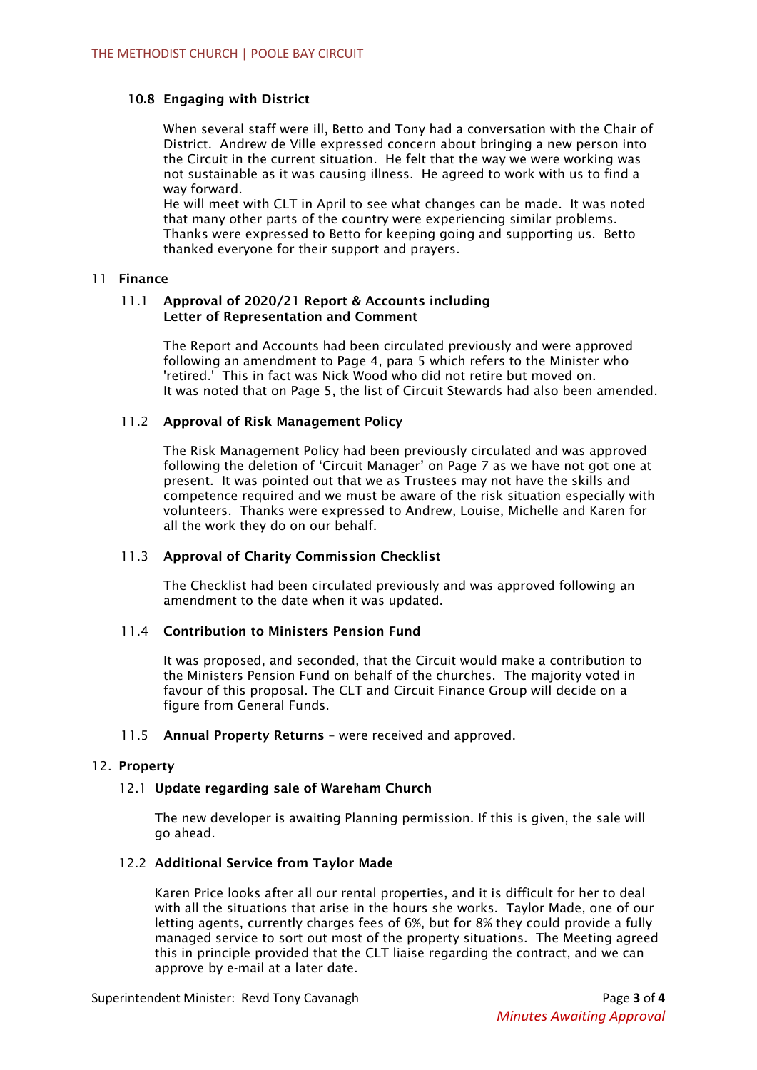### 10.8 Engaging with District

When several staff were ill, Betto and Tony had a conversation with the Chair of District. Andrew de Ville expressed concern about bringing a new person into the Circuit in the current situation. He felt that the way we were working was not sustainable as it was causing illness. He agreed to work with us to find a way forward.
He will meet with CLT in April to see what changes can be made. It was noted that many other parts of the country were experiencing similar problems. Thanks were expressed to Betto for keeping going and supporting us. Betto thanked everyone for their support and prayers.

## 11 Finance

### 11.1 Approval of 2020/21 Report & Accounts including Letter of Representation and Comment

The Report and Accounts had been circulated previously and were approved following an amendment to Page 4, para 5 which refers to the Minister who 'retired.' This in fact was Nick Wood who did not retire but moved on.
It was noted that on Page 5, the list of Circuit Stewards had also been amended.

### 11.2 Approval of Risk Management Policy

The Risk Management Policy had been previously circulated and was approved following the deletion of 'Circuit Manager' on Page 7 as we have not got one at present. It was pointed out that we as Trustees may not have the skills and competence required and we must be aware of the risk situation especially with volunteers. Thanks were expressed to Andrew, Louise, Michelle and Karen for all the work they do on our behalf.

### 11.3 Approval of Charity Commission Checklist

The Checklist had been circulated previously and was approved following an amendment to the date when it was updated.

### 11.4 Contribution to Ministers Pension Fund

It was proposed, and seconded, that the Circuit would make a contribution to the Ministers Pension Fund on behalf of the churches. The majority voted in favour of this proposal. The CLT and Circuit Finance Group will decide on a figure from General Funds.

### 11.5 Annual Property Returns – were received and approved.

## 12. Property

### 12.1 Update regarding sale of Wareham Church

The new developer is awaiting Planning permission. If this is given, the sale will go ahead.

### 12.2 Additional Service from Taylor Made

Karen Price looks after all our rental properties, and it is difficult for her to deal with all the situations that arise in the hours she works. Taylor Made, one of our letting agents, currently charges fees of 6%, but for 8% they could provide a fully managed service to sort out most of the property situations. The Meeting agreed this in principle provided that the CLT liaise regarding the contract, and we can approve by e-mail at a later date.

Superintendent Minister: Revd Tony Cavanagh

*Minutes Awaiting Approval*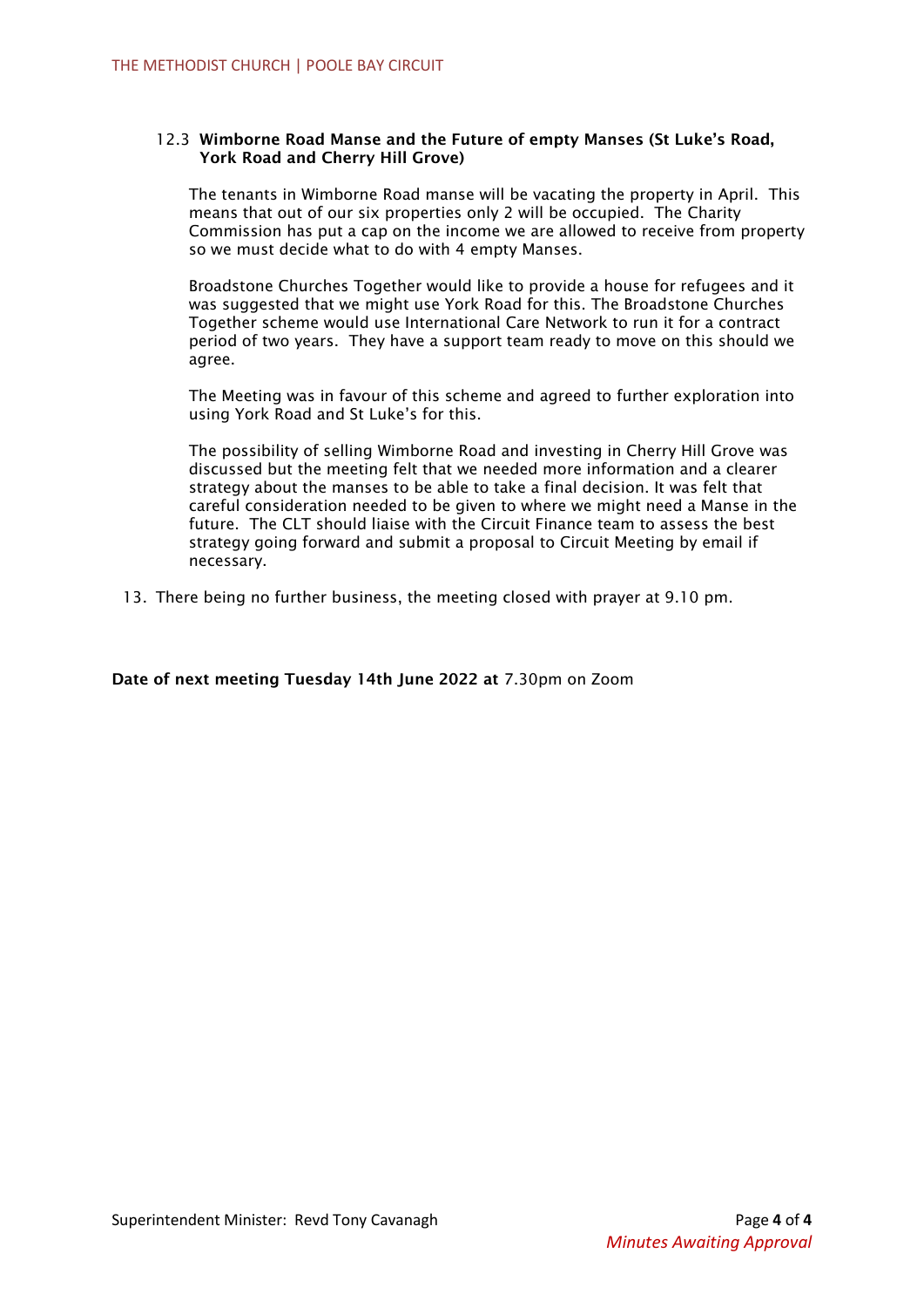12.3 **Wimborne Road Manse and the Future of empty Manses (St Luke's Road, York Road and Cherry Hill Grove)**

The tenants in Wimborne Road manse will be vacating the property in April. This means that out of our six properties only 2 will be occupied. The Charity Commission has put a cap on the income we are allowed to receive from property so we must decide what to do with 4 empty Manses.

Broadstone Churches Together would like to provide a house for refugees and it was suggested that we might use York Road for this. The Broadstone Churches Together scheme would use International Care Network to run it for a contract period of two years. They have a support team ready to move on this should we agree.

The Meeting was in favour of this scheme and agreed to further exploration into using York Road and St Luke's for this.

The possibility of selling Wimborne Road and investing in Cherry Hill Grove was discussed but the meeting felt that we needed more information and a clearer strategy about the manses to be able to take a final decision. It was felt that careful consideration needed to be given to where we might need a Manse in the future. The CLT should liaise with the Circuit Finance team to assess the best strategy going forward and submit a proposal to Circuit Meeting by email if necessary.

13. There being no further business, the meeting closed with prayer at 9.10 pm.

**Date of next meeting Tuesday 14th June 2022 at** 7.30pm on Zoom

Superintendent Minister: Revd Tony Cavanagh

*Minutes Awaiting Approval*